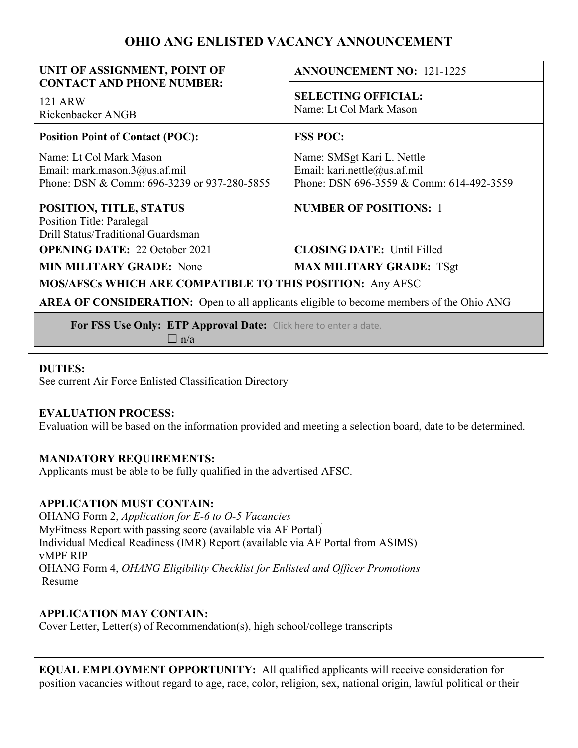# OHIO ANG ENLISTED VACANCY ANNOUNCEMENT

| **UNIT OF ASSIGNMENT, POINT OF CONTACT AND PHONE NUMBER:** 121 ARW Rickenbacker ANGB | **ANNOUNCEMENT NO:** 121-1225 **SELECTING OFFICIAL:** Name: Lt Col Mark Mason |
|---|---|
| **Position Point of Contact (POC):** Name: Lt Col Mark Mason Email: mark.mason.3@us.af.mil Phone: DSN & Comm: 696-3239 or 937-280-5855 | **FSS POC:** Name: SMSgt Kari L. Nettle Email: kari.nettle@us.af.mil Phone: DSN 696-3559 & Comm: 614-492-3559 |
| **POSITION, TITLE, STATUS** Position Title: Paralegal Drill Status/Traditional Guardsman | **NUMBER OF POSITIONS:** 1 |
| **OPENING DATE:** 22 October 2021 | **CLOSING DATE:** Until Filled |
| **MIN MILITARY GRADE:** None | **MAX MILITARY GRADE:** TSgt |
| **MOS/AFSCs WHICH ARE COMPATIBLE TO THIS POSITION:** Any AFSC | |
| **AREA OF CONSIDERATION:** Open to all applicants eligible to become members of the Ohio ANG | |
| **For FSS Use Only: ETP Approval Date:** Click here to enter a date. ☐ n/a | |

**DUTIES:**
See current Air Force Enlisted Classification Directory

**EVALUATION PROCESS:**
Evaluation will be based on the information provided and meeting a selection board, date to be determined.

**MANDATORY REQUIREMENTS:**
Applicants must be able to be fully qualified in the advertised AFSC.

**APPLICATION MUST CONTAIN:**
OHANG Form 2, *Application for E-6 to O-5 Vacancies*
MyFitness Report with passing score (available via AF Portal)
Individual Medical Readiness (IMR) Report (available via AF Portal from ASIMS)
vMPF RIP
OHANG Form 4, *OHANG Eligibility Checklist for Enlisted and Officer Promotions*
Resume

**APPLICATION MAY CONTAIN:**
Cover Letter, Letter(s) of Recommendation(s), high school/college transcripts

**EQUAL EMPLOYMENT OPPORTUNITY:** All qualified applicants will receive consideration for position vacancies without regard to age, race, color, religion, sex, national origin, lawful political or their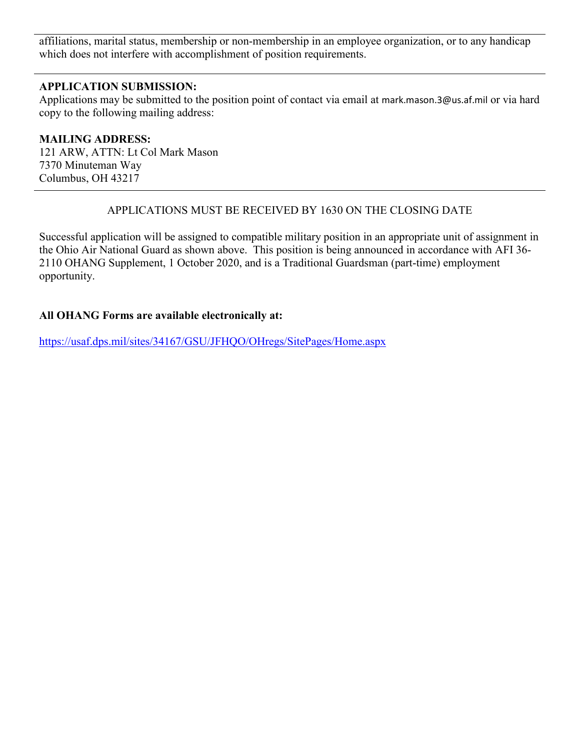affiliations, marital status, membership or non-membership in an employee organization, or to any handicap which does not interfere with accomplishment of position requirements.

**APPLICATION SUBMISSION:**
Applications may be submitted to the position point of contact via email at mark.mason.3@us.af.mil or via hard copy to the following mailing address:

**MAILING ADDRESS:**
121 ARW, ATTN: Lt Col Mark Mason
7370 Minuteman Way
Columbus, OH 43217

APPLICATIONS MUST BE RECEIVED BY 1630 ON THE CLOSING DATE

Successful application will be assigned to compatible military position in an appropriate unit of assignment in the Ohio Air National Guard as shown above. This position is being announced in accordance with AFI 36-2110 OHANG Supplement, 1 October 2020, and is a Traditional Guardsman (part-time) employment opportunity.

**All OHANG Forms are available electronically at:**

https://usaf.dps.mil/sites/34167/GSU/JFHQO/OHregs/SitePages/Home.aspx